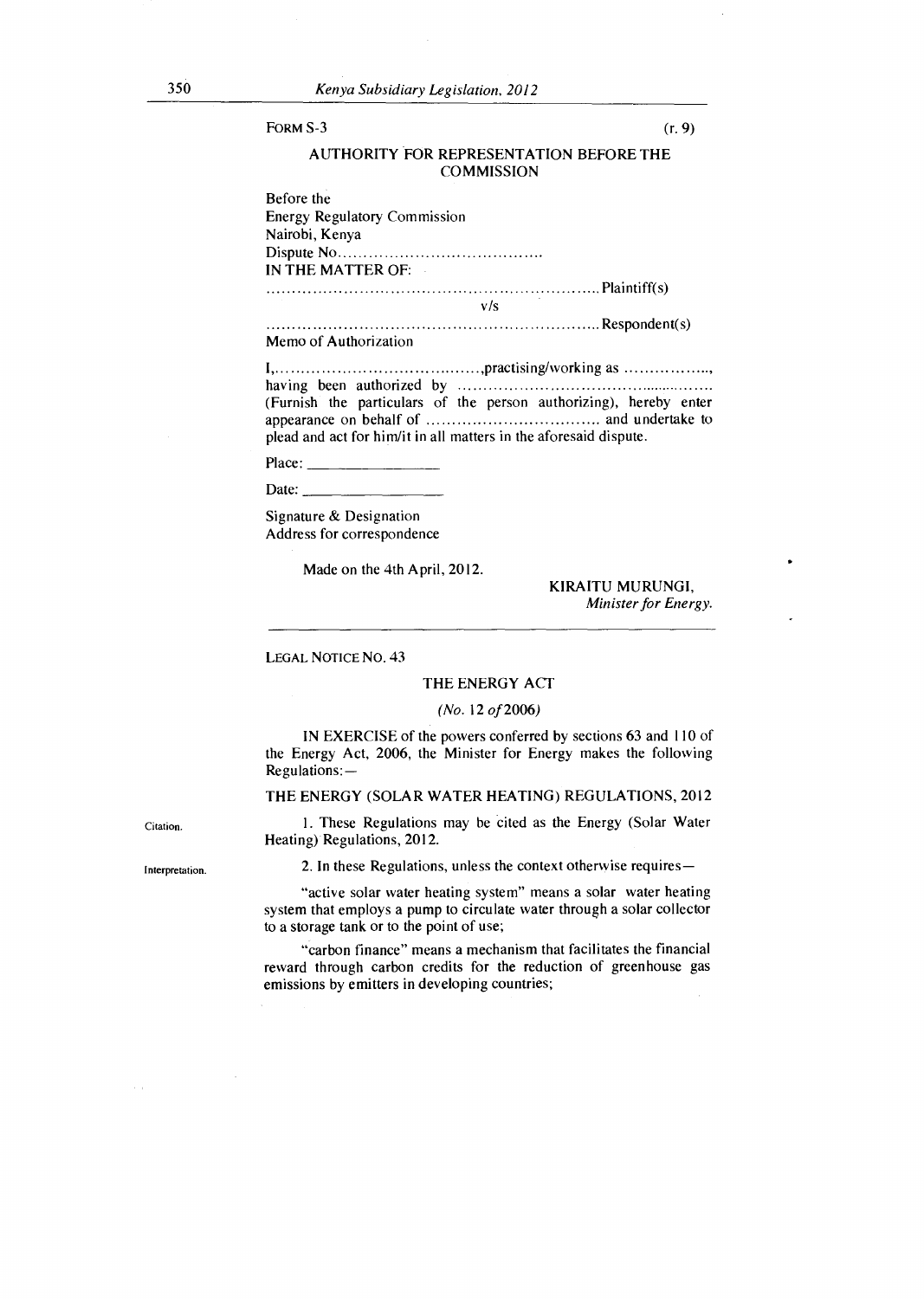FORM S-3 (r. 9)

AUTHORITY FOR REPRESENTATION BEFORE THE COMMISSION

Before the
Energy Regulatory Commission
Nairobi, Kenya
Dispute No........................................
IN THE MATTER OF:

............................................................... Plaintiff(s)

v/s

............................................................... Respondent(s)

Memo of Authorization

I,......................................,practising/working as ................, having been authorized by ................................................. (Furnish the particulars of the person authorizing), hereby enter appearance on behalf of ................................. and undertake to plead and act for him/it in all matters in the aforesaid dispute.

Place: ________________

Date: ________________

Signature & Designation
Address for correspondence

Made on the 4th April, 2012.

KIRAITU MURUNGI,
*Minister for Energy.*

---

LEGAL NOTICE NO. 43

## THE ENERGY ACT

*(No. 12 of 2006)*

IN EXERCISE of the powers conferred by sections 63 and 110 of the Energy Act, 2006, the Minister for Energy makes the following Regulations:—

### THE ENERGY (SOLAR WATER HEATING) REGULATIONS, 2012

Citation.

1. These Regulations may be cited as the Energy (Solar Water Heating) Regulations, 2012.

Interpretation.

2. In these Regulations, unless the context otherwise requires—

"active solar water heating system" means a solar water heating system that employs a pump to circulate water through a solar collector to a storage tank or to the point of use;

"carbon finance" means a mechanism that facilitates the financial reward through carbon credits for the reduction of greenhouse gas emissions by emitters in developing countries;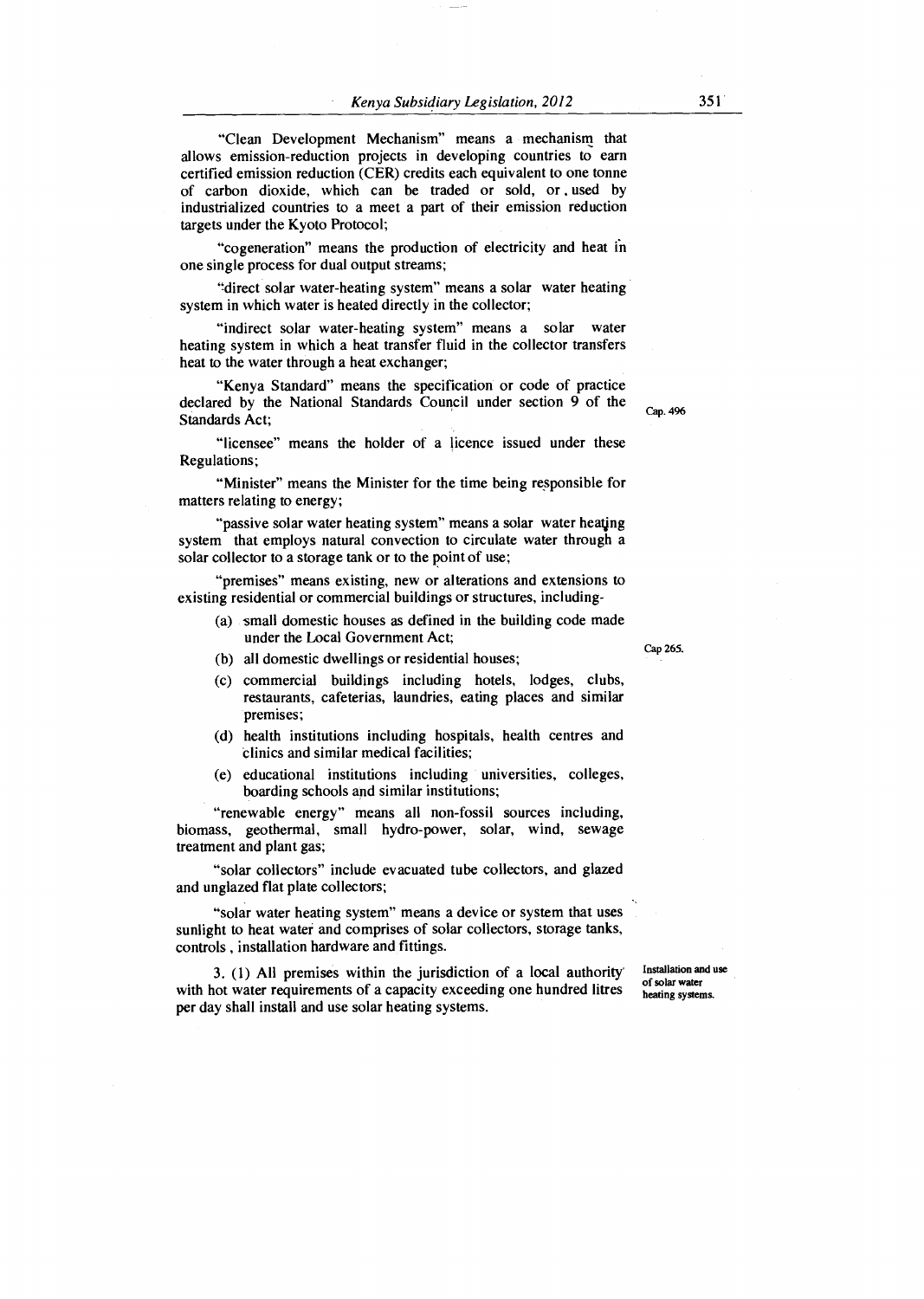"Clean Development Mechanism" means a mechanism that allows emission-reduction projects in developing countries to earn certified emission reduction (CER) credits each equivalent to one tonne of carbon dioxide, which can be traded or sold, or used by industrialized countries to a meet a part of their emission reduction targets under the Kyoto Protocol;

"cogeneration" means the production of electricity and heat in one single process for dual output streams;

"direct solar water-heating system" means a solar water heating system in which water is heated directly in the collector;

"indirect solar water-heating system" means a solar water heating system in which a heat transfer fluid in the collector transfers heat to the water through a heat exchanger;

"Kenya Standard" means the specification or code of practice declared by the National Standards Council under section 9 of the Standards Act; Cap. 496

"licensee" means the holder of a licence issued under these Regulations;

"Minister" means the Minister for the time being responsible for matters relating to energy;

"passive solar water heating system" means a solar water heating system that employs natural convection to circulate water through a solar collector to a storage tank or to the point of use;

"premises" means existing, new or alterations and extensions to existing residential or commercial buildings or structures, including-

(a) small domestic houses as defined in the building code made under the Local Government Act; Cap 265.

(b) all domestic dwellings or residential houses;

(c) commercial buildings including hotels, lodges, clubs, restaurants, cafeterias, laundries, eating places and similar premises;

(d) health institutions including hospitals, health centres and clinics and similar medical facilities;

(e) educational institutions including universities, colleges, boarding schools and similar institutions;

"renewable energy" means all non-fossil sources including, biomass, geothermal, small hydro-power, solar, wind, sewage treatment and plant gas;

"solar collectors" include evacuated tube collectors, and glazed and unglazed flat plate collectors;

"solar water heating system" means a device or system that uses sunlight to heat water and comprises of solar collectors, storage tanks, controls, installation hardware and fittings.

**Installation and use of solar water heating systems.**

3. (1) All premises within the jurisdiction of a local authority with hot water requirements of a capacity exceeding one hundred litres per day shall install and use solar heating systems.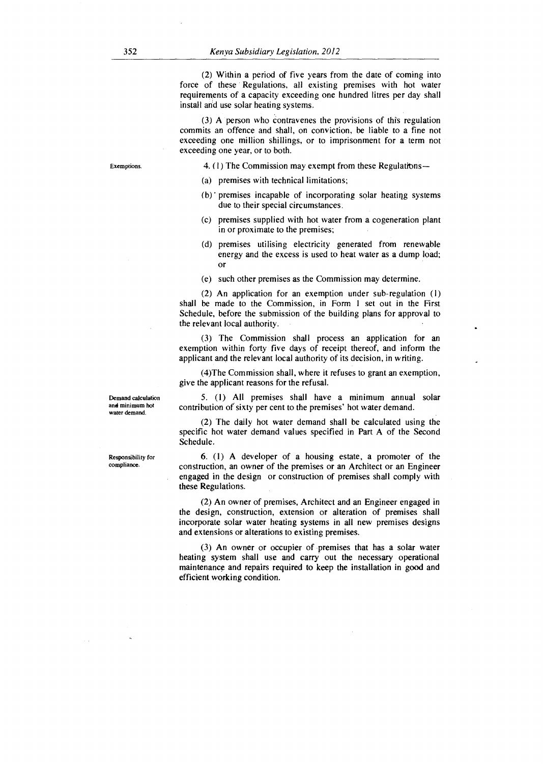(2) Within a period of five years from the date of coming into force of these Regulations, all existing premises with hot water requirements of a capacity exceeding one hundred litres per day shall install and use solar heating systems.

(3) A person who contravenes the provisions of this regulation commits an offence and shall, on conviction, be liable to a fine not exceeding one million shillings, or to imprisonment for a term not exceeding one year, or to both.

Exemptions.

4. (1) The Commission may exempt from these Regulations—

(a) premises with technical limitations;

(b) premises incapable of incorporating solar heating systems due to their special circumstances.

(c) premises supplied with hot water from a cogeneration plant in or proximate to the premises;

(d) premises utilising electricity generated from renewable energy and the excess is used to heat water as a dump load; or

(e) such other premises as the Commission may determine.

(2) An application for an exemption under sub-regulation (1) shall be made to the Commission, in Form 1 set out in the First Schedule, before the submission of the building plans for approval to the relevant local authority.

(3) The Commission shall process an application for an exemption within forty five days of receipt thereof, and inform the applicant and the relevant local authority of its decision, in writing.

(4)The Commission shall, where it refuses to grant an exemption, give the applicant reasons for the refusal.

Demand calculation and minimum hot water demand.

5. (1) All premises shall have a minimum annual solar contribution of sixty per cent to the premises' hot water demand.

(2) The daily hot water demand shall be calculated using the specific hot water demand values specified in Part A of the Second Schedule.

Responsibility for compliance.

6. (1) A developer of a housing estate, a promoter of the construction, an owner of the premises or an Architect or an Engineer engaged in the design or construction of premises shall comply with these Regulations.

(2) An owner of premises, Architect and an Engineer engaged in the design, construction, extension or alteration of premises shall incorporate solar water heating systems in all new premises designs and extensions or alterations to existing premises.

(3) An owner or occupier of premises that has a solar water heating system shall use and carry out the necessary operational maintenance and repairs required to keep the installation in good and efficient working condition.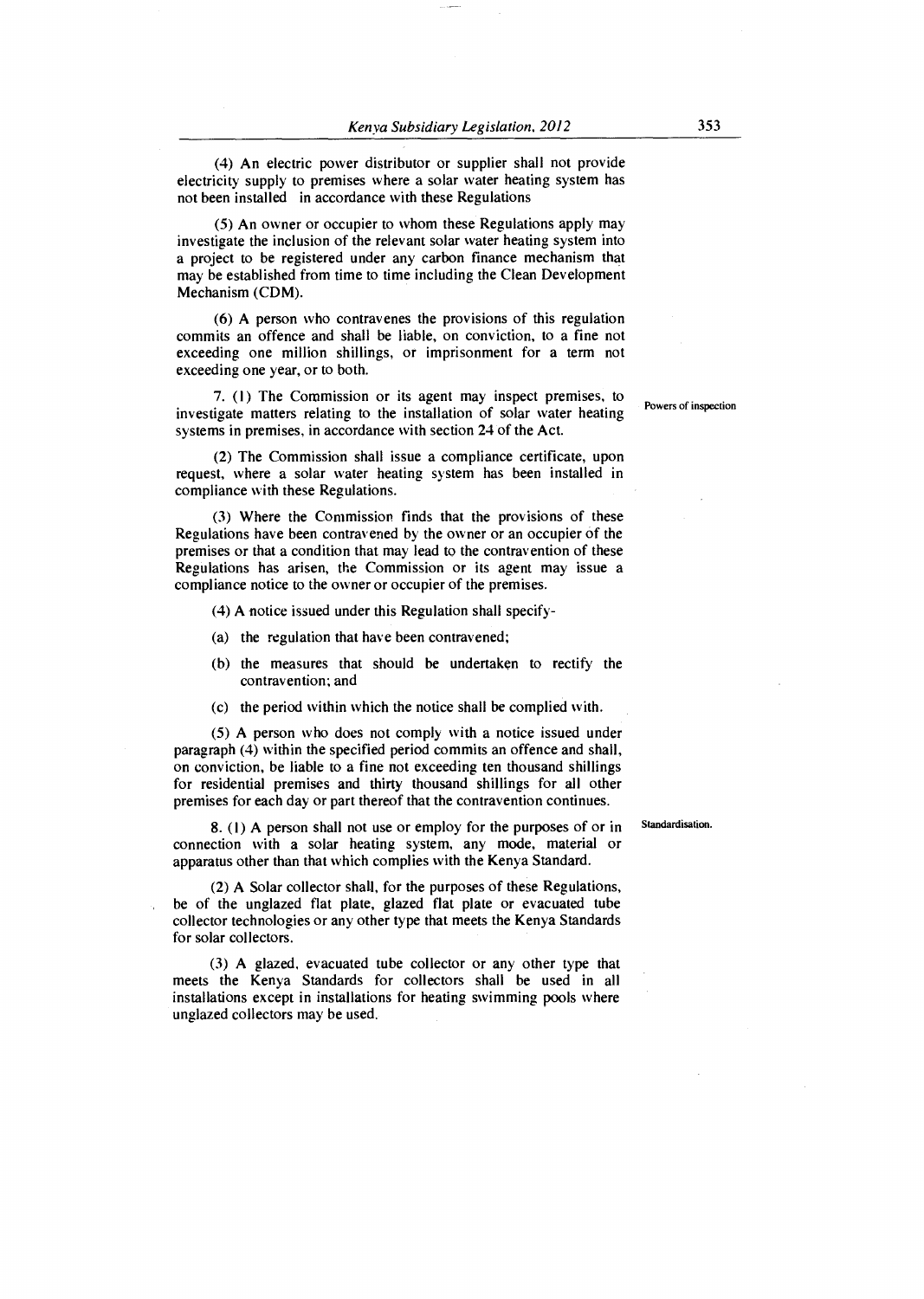(4) An electric power distributor or supplier shall not provide electricity supply to premises where a solar water heating system has not been installed in accordance with these Regulations

(5) An owner or occupier to whom these Regulations apply may investigate the inclusion of the relevant solar water heating system into a project to be registered under any carbon finance mechanism that may be established from time to time including the Clean Development Mechanism (CDM).

(6) A person who contravenes the provisions of this regulation commits an offence and shall be liable, on conviction, to a fine not exceeding one million shillings, or imprisonment for a term not exceeding one year, or to both.

Powers of inspection

7. (1) The Commission or its agent may inspect premises, to investigate matters relating to the installation of solar water heating systems in premises, in accordance with section 24 of the Act.

(2) The Commission shall issue a compliance certificate, upon request, where a solar water heating system has been installed in compliance with these Regulations.

(3) Where the Commission finds that the provisions of these Regulations have been contravened by the owner or an occupier of the premises or that a condition that may lead to the contravention of these Regulations has arisen, the Commission or its agent may issue a compliance notice to the owner or occupier of the premises.

(4) A notice issued under this Regulation shall specify-

(a) the regulation that have been contravened;

(b) the measures that should be undertaken to rectify the contravention; and

(c) the period within which the notice shall be complied with.

(5) A person who does not comply with a notice issued under paragraph (4) within the specified period commits an offence and shall, on conviction, be liable to a fine not exceeding ten thousand shillings for residential premises and thirty thousand shillings for all other premises for each day or part thereof that the contravention continues.

Standardisation.

8. (1) A person shall not use or employ for the purposes of or in connection with a solar heating system, any mode, material or apparatus other than that which complies with the Kenya Standard.

(2) A Solar collector shall, for the purposes of these Regulations, be of the unglazed flat plate, glazed flat plate or evacuated tube collector technologies or any other type that meets the Kenya Standards for solar collectors.

(3) A glazed, evacuated tube collector or any other type that meets the Kenya Standards for collectors shall be used in all installations except in installations for heating swimming pools where unglazed collectors may be used.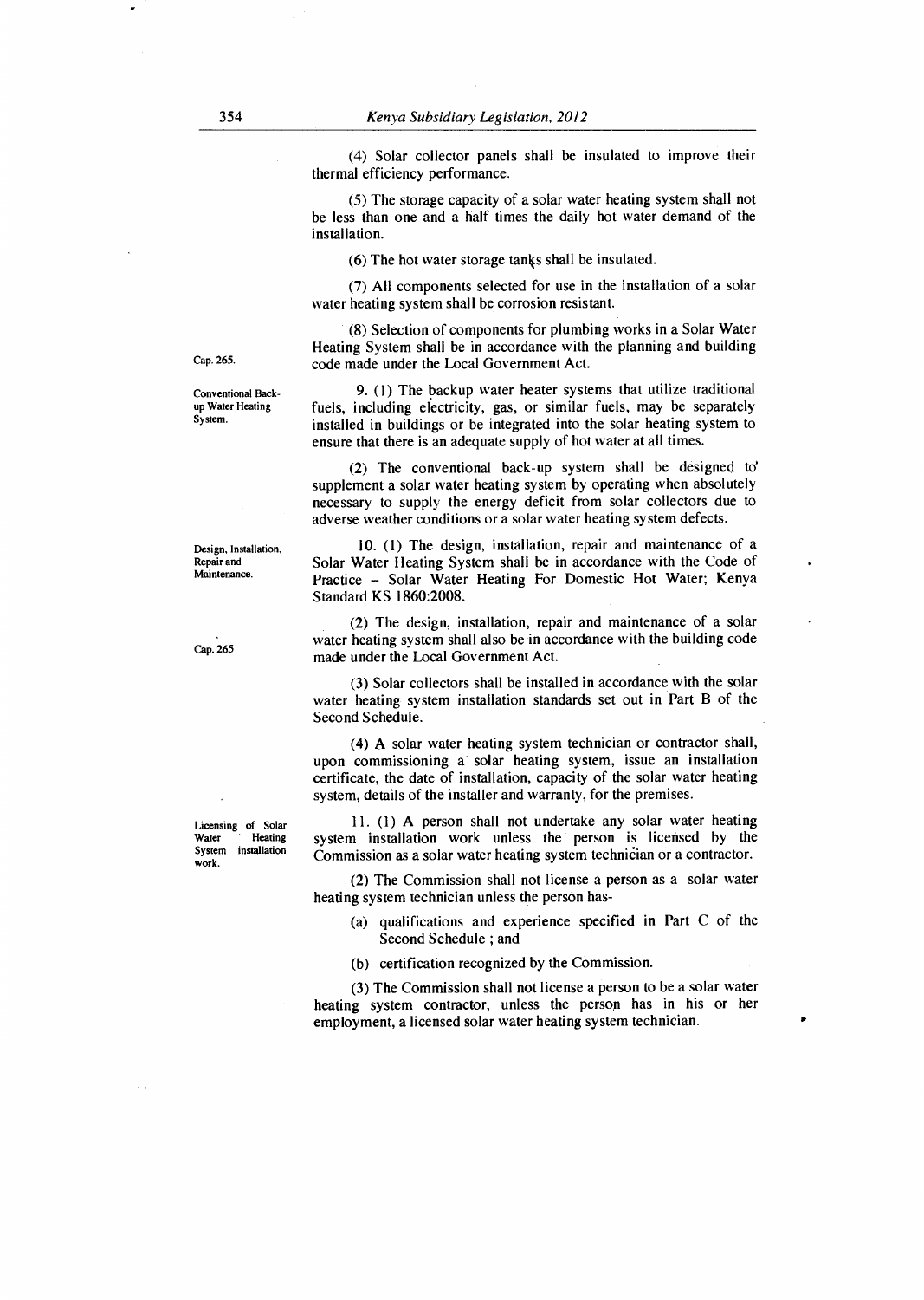(4) Solar collector panels shall be insulated to improve their thermal efficiency performance.

(5) The storage capacity of a solar water heating system shall not be less than one and a half times the daily hot water demand of the installation.

(6) The hot water storage tanks shall be insulated.

(7) All components selected for use in the installation of a solar water heating system shall be corrosion resistant.

(8) Selection of components for plumbing works in a Solar Water Heating System shall be in accordance with the planning and building code made under the Local Government Act.

Cap. 265.

**Conventional Back-up Water Heating System.**

9. (1) The backup water heater systems that utilize traditional fuels, including electricity, gas, or similar fuels, may be separately installed in buildings or be integrated into the solar heating system to ensure that there is an adequate supply of hot water at all times.

(2) The conventional back-up system shall be designed to supplement a solar water heating system by operating when absolutely necessary to supply the energy deficit from solar collectors due to adverse weather conditions or a solar water heating system defects.

**Design, Installation, Repair and Maintenance.**

10. (1) The design, installation, repair and maintenance of a Solar Water Heating System shall be in accordance with the Code of Practice – Solar Water Heating For Domestic Hot Water; Kenya Standard KS 1860:2008.

(2) The design, installation, repair and maintenance of a solar water heating system shall also be in accordance with the building code made under the Local Government Act.

Cap. 265

(3) Solar collectors shall be installed in accordance with the solar water heating system installation standards set out in Part B of the Second Schedule.

(4) A solar water heating system technician or contractor shall, upon commissioning a solar heating system, issue an installation certificate, the date of installation, capacity of the solar water heating system, details of the installer and warranty, for the premises.

**Licensing of Solar Water Heating System installation work.**

11. (1) A person shall not undertake any solar water heating system installation work unless the person is licensed by the Commission as a solar water heating system technician or a contractor.

(2) The Commission shall not license a person as a solar water heating system technician unless the person has-

(a) qualifications and experience specified in Part C of the Second Schedule ; and

(b) certification recognized by the Commission.

(3) The Commission shall not license a person to be a solar water heating system contractor, unless the person has in his or her employment, a licensed solar water heating system technician.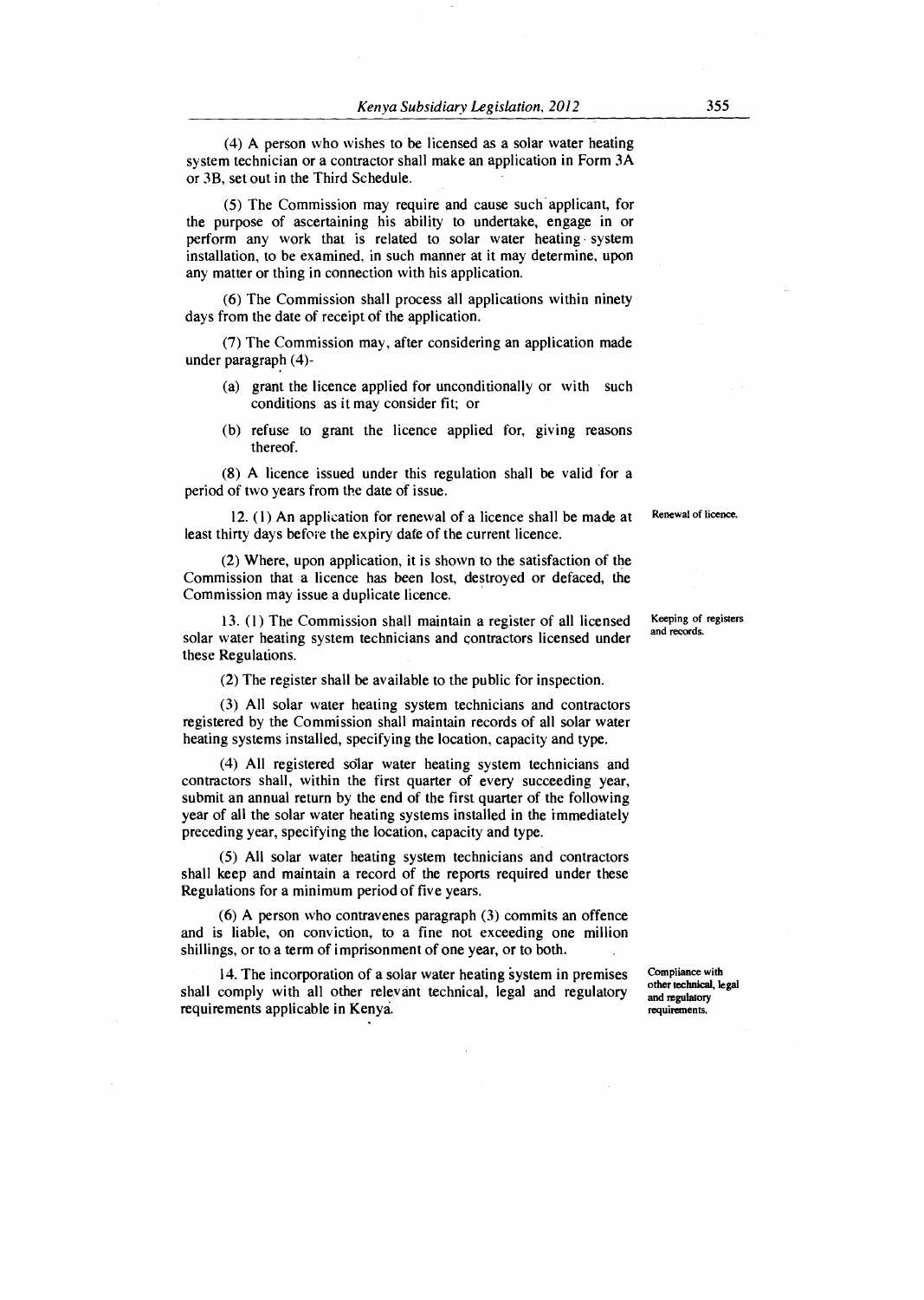(4) A person who wishes to be licensed as a solar water heating system technician or a contractor shall make an application in Form 3A or 3B, set out in the Third Schedule.

(5) The Commission may require and cause such applicant, for the purpose of ascertaining his ability to undertake, engage in or perform any work that is related to solar water heating system installation, to be examined, in such manner at it may determine, upon any matter or thing in connection with his application.

(6) The Commission shall process all applications within ninety days from the date of receipt of the application.

(7) The Commission may, after considering an application made under paragraph (4)-

(a) grant the licence applied for unconditionally or with such conditions as it may consider fit; or

(b) refuse to grant the licence applied for, giving reasons thereof.

(8) A licence issued under this regulation shall be valid for a period of two years from the date of issue.

**Renewal of licence.**

12. (1) An application for renewal of a licence shall be made at least thirty days before the expiry date of the current licence.

(2) Where, upon application, it is shown to the satisfaction of the Commission that a licence has been lost, destroyed or defaced, the Commission may issue a duplicate licence.

**Keeping of registers and records.**

13. (1) The Commission shall maintain a register of all licensed solar water heating system technicians and contractors licensed under these Regulations.

(2) The register shall be available to the public for inspection.

(3) All solar water heating system technicians and contractors registered by the Commission shall maintain records of all solar water heating systems installed, specifying the location, capacity and type.

(4) All registered solar water heating system technicians and contractors shall, within the first quarter of every succeeding year, submit an annual return by the end of the first quarter of the following year of all the solar water heating systems installed in the immediately preceding year, specifying the location, capacity and type.

(5) All solar water heating system technicians and contractors shall keep and maintain a record of the reports required under these Regulations for a minimum period of five years.

(6) A person who contravenes paragraph (3) commits an offence and is liable, on conviction, to a fine not exceeding one million shillings, or to a term of imprisonment of one year, or to both.

**Compliance with other technical, legal and regulatory requirements.**

14. The incorporation of a solar water heating system in premises shall comply with all other relevant technical, legal and regulatory requirements applicable in Kenya.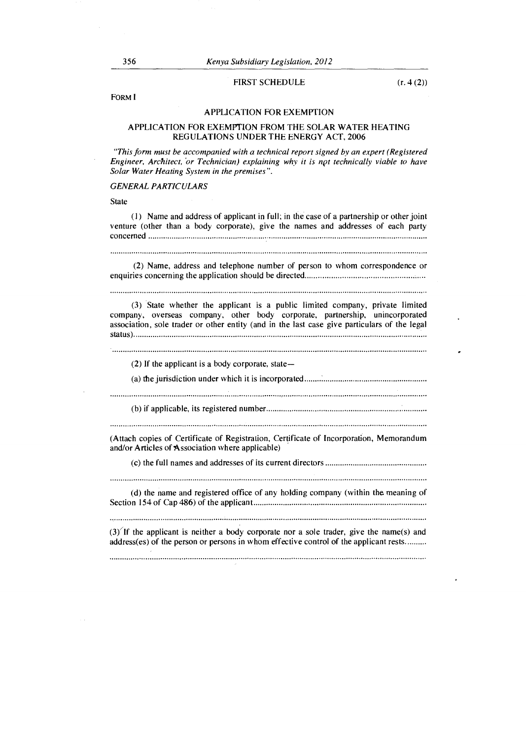## FIRST SCHEDULE

(r. 4 (2))

FORM I

### APPLICATION FOR EXEMPTION

### APPLICATION FOR EXEMPTION FROM THE SOLAR WATER HEATING REGULATIONS UNDER THE ENERGY ACT, 2006

*"This form must be accompanied with a technical report signed by an expert (Registered Engineer, Architect, or Technician) explaining why it is not technically viable to have Solar Water Heating System in the premises".*

*GENERAL PARTICULARS*

State

(1) Name and address of applicant in full; in the case of a partnership or other joint venture (other than a body corporate), give the names and addresses of each party concerned ..........................................................................................................................

..........................................................................................................................................

(2) Name, address and telephone number of person to whom correspondence or enquiries concerning the application should be directed.......................................................

..........................................................................................................................................

(3) State whether the applicant is a public limited company, private limited company, overseas company, other body corporate, partnership, unincorporated association, sole trader or other entity (and in the last case give particulars of the legal status)..................................................................................................................................

..........................................................................................................................................

(2) If the applicant is a body corporate, state—

(a) the jurisdiction under which it is incorporated...........................................................

..........................................................................................................................................

(b) if applicable, its registered number...............................................................................

..........................................................................................................................................

(Attach copies of Certificate of Registration, Certificate of Incorporation, Memorandum and/or Articles of Association where applicable)

(c) the full names and addresses of its current directors ..................................................

..........................................................................................................................................

(d) the name and registered office of any holding company (within the meaning of Section 154 of Cap 486) of the applicant...................................................................................

..........................................................................................................................................

(3) If the applicant is neither a body corporate nor a sole trader, give the name(s) and address(es) of the person or persons in whom effective control of the applicant rests..........

..........................................................................................................................................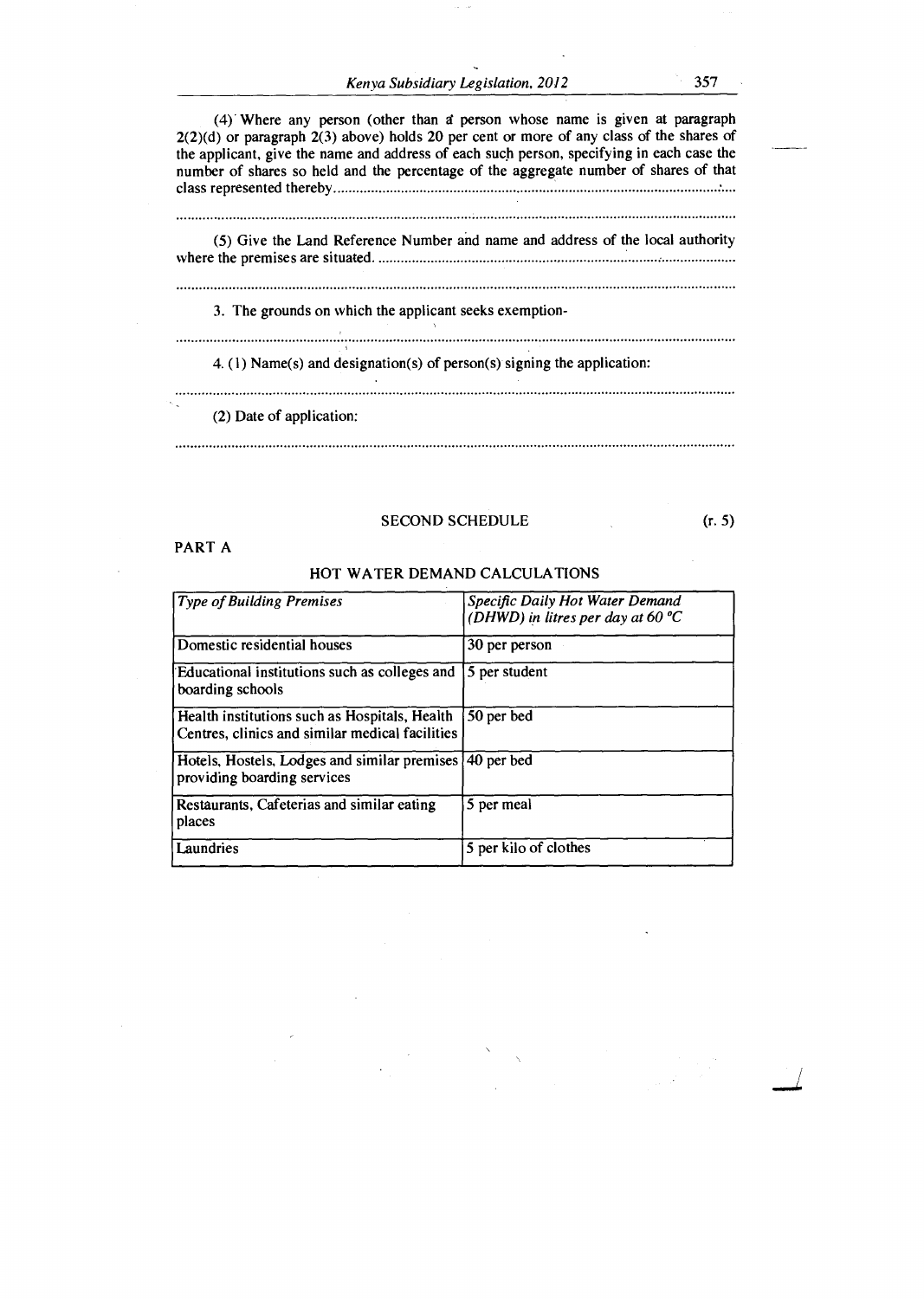(4) Where any person (other than a person whose name is given at paragraph 2(2)(d) or paragraph 2(3) above) holds 20 per cent or more of any class of the shares of the applicant, give the name and address of each such person, specifying in each case the number of shares so held and the percentage of the aggregate number of shares of that class represented thereby.......................................................................................................

.......................................................................................................................................

(5) Give the Land Reference Number and name and address of the local authority where the premises are situated. ........................................................................................

.......................................................................................................................................

3. The grounds on which the applicant seeks exemption-

.......................................................................................................................................

4. (1) Name(s) and designation(s) of person(s) signing the application:

.......................................................................................................................................

(2) Date of application:

.......................................................................................................................................

## SECOND SCHEDULE (r. 5)

### PART A

### HOT WATER DEMAND CALCULATIONS

| *Type of Building Premises* | *Specific Daily Hot Water Demand (DHWD) in litres per day at 60 °C* |
|---|---|
| Domestic residential houses | 30 per person |
| Educational institutions such as colleges and boarding schools | 5 per student |
| Health institutions such as Hospitals, Health Centres, clinics and similar medical facilities | 50 per bed |
| Hotels, Hostels, Lodges and similar premises providing boarding services | 40 per bed |
| Restaurants, Cafeterias and similar eating places | 5 per meal |
| Laundries | 5 per kilo of clothes |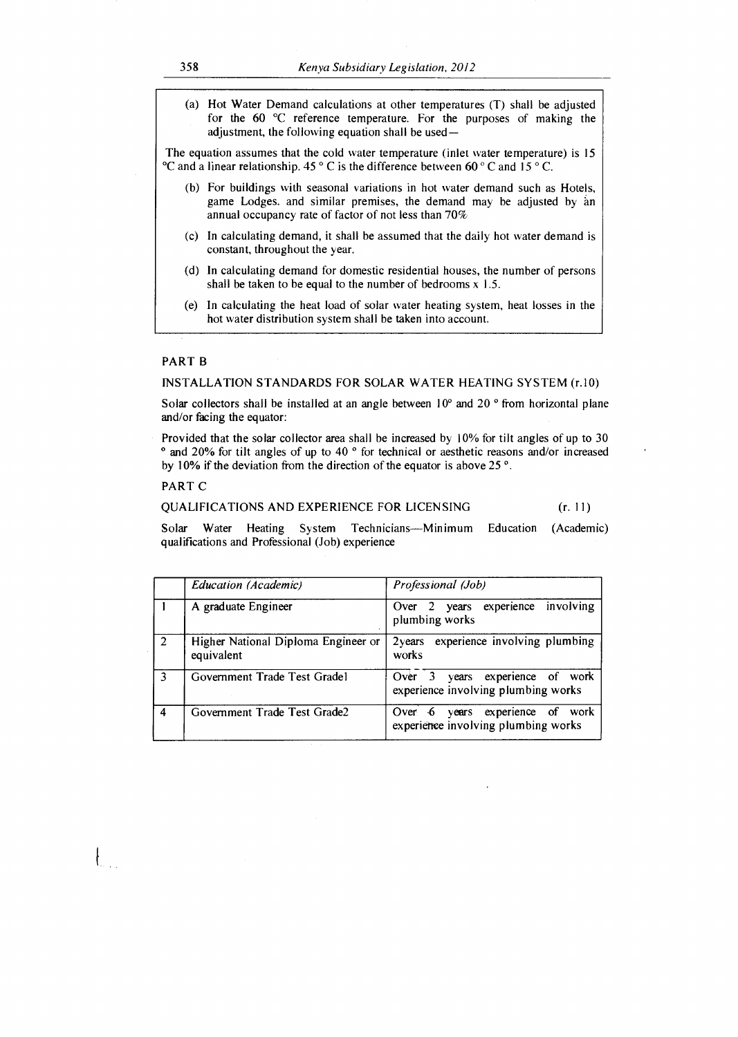(a) Hot Water Demand calculations at other temperatures (T) shall be adjusted for the 60 °C reference temperature. For the purposes of making the adjustment, the following equation shall be used—

The equation assumes that the cold water temperature (inlet water temperature) is 15 °C and a linear relationship. 45 ° C is the difference between 60 ° C and 15 ° C.

(b) For buildings with seasonal variations in hot water demand such as Hotels, game Lodges. and similar premises, the demand may be adjusted by an annual occupancy rate of factor of not less than 70%

(c) In calculating demand, it shall be assumed that the daily hot water demand is constant, throughout the year.

(d) In calculating demand for domestic residential houses, the number of persons shall be taken to be equal to the number of bedrooms x 1.5.

(e) In calculating the heat load of solar water heating system, heat losses in the hot water distribution system shall be taken into account.

## PART B

### INSTALLATION STANDARDS FOR SOLAR WATER HEATING SYSTEM (r.10)

Solar collectors shall be installed at an angle between 10° and 20 ° from horizontal plane and/or facing the equator:

Provided that the solar collector area shall be increased by 10% for tilt angles of up to 30 ° and 20% for tilt angles of up to 40 ° for technical or aesthetic reasons and/or increased by 10% if the deviation from the direction of the equator is above 25 °.

## PART C

### QUALIFICATIONS AND EXPERIENCE FOR LICENSING (r. 11)

Solar Water Heating System Technicians—Minimum Education (Academic) qualifications and Professional (Job) experience

| | *Education (Academic)* | *Professional (Job)* |
|---|---|---|
| 1 | A graduate Engineer | Over 2 years experience involving plumbing works |
| 2 | Higher National Diploma Engineer or equivalent | 2years experience involving plumbing works |
| 3 | Government Trade Test Grade1 | Over 3 years experience of work experience involving plumbing works |
| 4 | Government Trade Test Grade2 | Over 6 years experience of work experience involving plumbing works |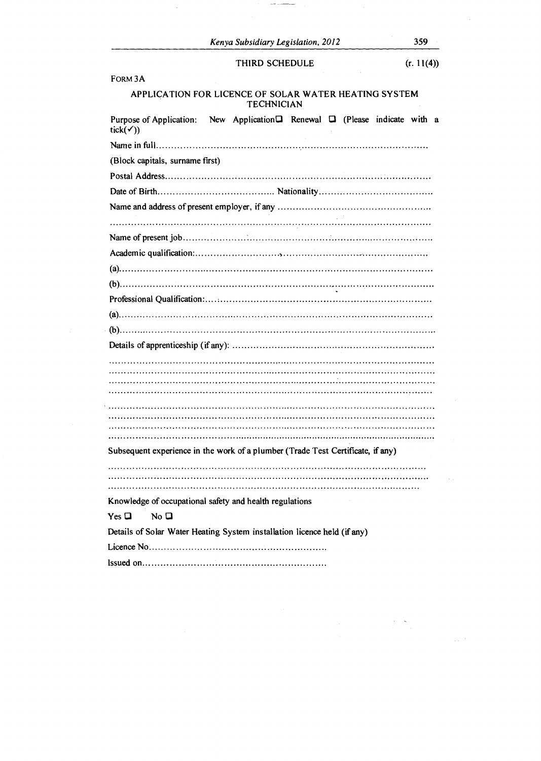THIRD SCHEDULE (r. 11(4))

FORM 3A

## APPLICATION FOR LICENCE OF SOLAR WATER HEATING SYSTEM TECHNICIAN

Purpose of Application: New Application☐ Renewal ☐ (Please indicate with a tick(✓))

Name in full.......................................................................................................

(Block capitals, surname first)

Postal Address...................................................................................................

Date of Birth....................................... Nationality.......................................

Name and address of present employer, if any ..................................................

.........................................................................................................................

Name of present job...........................................................................................

Academic qualification:.......................................................................................

(a).......................................................................................................................

(b).......................................................................................................................

Professional Qualification:.................................................................................

(a).......................................................................................................................

(b).......................................................................................................................

Details of apprenticeship (if any): ......................................................................

.........................................................................................................................
.........................................................................................................................
.........................................................................................................................
.........................................................................................................................
.........................................................................................................................
.........................................................................................................................
.........................................................................................................................
.........................................................................................................................

Subsequent experience in the work of a plumber (Trade Test Certificate, if any)

.........................................................................................................................
.........................................................................................................................
.........................................................................................................................

Knowledge of occupational safety and health regulations

Yes ☐ No ☐

Details of Solar Water Heating System installation licence held (if any)

Licence No..........................................................

Issued on............................................................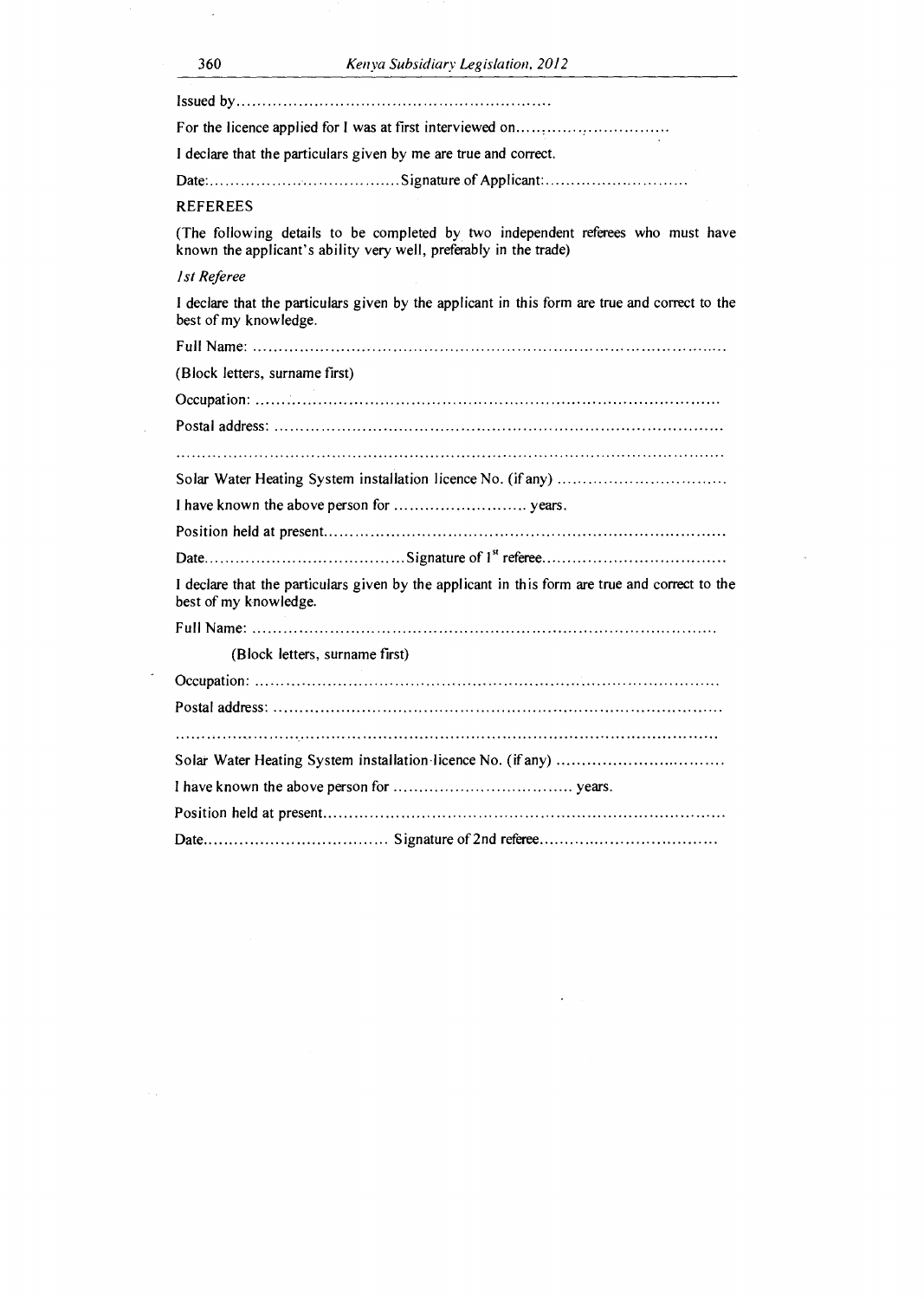Issued by................................................................

For the licence applied for I was at first interviewed on...............................

I declare that the particulars given by me are true and correct.

Date:....................................Signature of Applicant:............................

REFEREES

(The following details to be completed by two independent referees who must have known the applicant's ability very well, preferably in the trade)

*1st Referee*

I declare that the particulars given by the applicant in this form are true and correct to the best of my knowledge.

Full Name: ...........................................................................................

(Block letters, surname first)

Occupation: ........................................................................................

Postal address: ....................................................................................

.............................................................................................................

Solar Water Heating System installation licence No. (if any) .................................

I have known the above person for .......................... years.

Position held at present..........................................................................

Date......................................Signature of 1st referee...................................

I declare that the particulars given by the applicant in this form are true and correct to the best of my knowledge.

Full Name: ...........................................................................................

(Block letters, surname first)

Occupation: ........................................................................................

Postal address: ....................................................................................

.............................................................................................................

Solar Water Heating System installation licence No. (if any) .................................

I have known the above person for .................................. years.

Position held at present..........................................................................

Date................................... Signature of 2nd referee...................................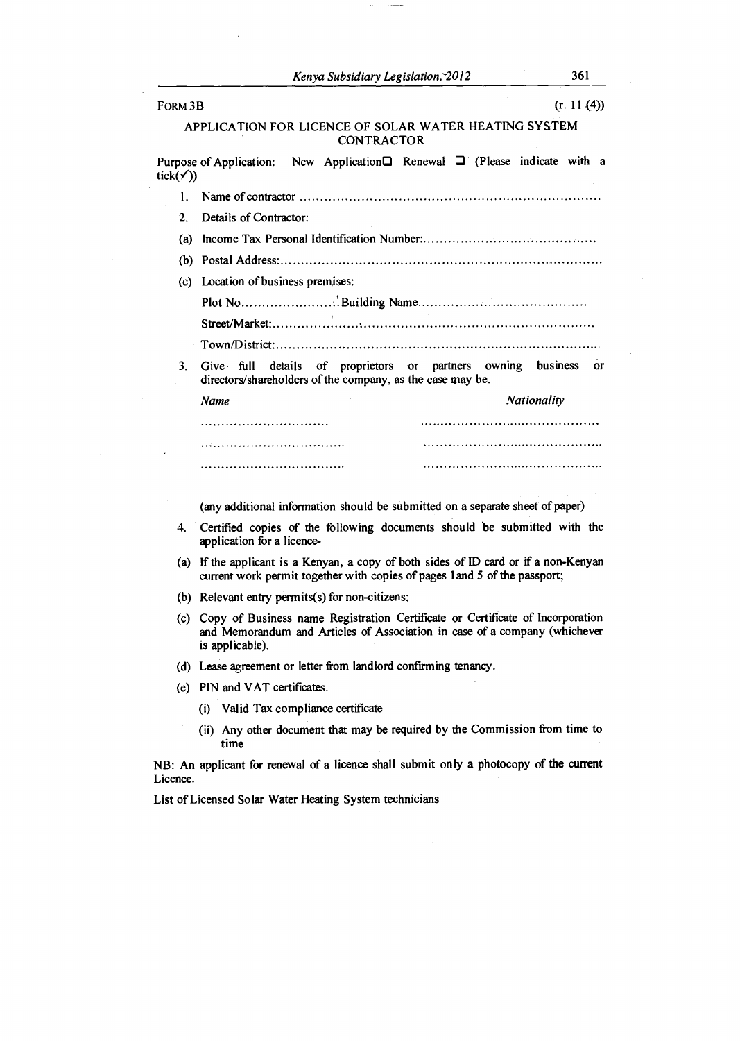FORM 3B (r. 11 (4))

APPLICATION FOR LICENCE OF SOLAR WATER HEATING SYSTEM CONTRACTOR

Purpose of Application: New Application☐ Renewal ☐ (Please indicate with a tick(✓))

1. Name of contractor ………………………………………………………………

2. Details of Contractor:

(a) Income Tax Personal Identification Number:……………………………………

(b) Postal Address:……………………………………………………………………

(c) Location of business premises:

Plot No……………………Building Name……………………………………

Street/Market:………………………………………………………………………

Town/District:………………………………………………………………………

3. Give full details of proprietors or partners owning business or directors/shareholders of the company, as the case may be.

| *Name* | *Nationality* |
| --- | --- |
| …………………………… | ……………………………………… |
| ……………………………… | ……………………………………… |
| ……………………………… | ……………………………………… |

(any additional information should be submitted on a separate sheet of paper)

4. Certified copies of the following documents should be submitted with the application for a licence-

(a) If the applicant is a Kenyan, a copy of both sides of ID card or if a non-Kenyan current work permit together with copies of pages 1and 5 of the passport;

(b) Relevant entry permits(s) for non-citizens;

(c) Copy of Business name Registration Certificate or Certificate of Incorporation and Memorandum and Articles of Association in case of a company (whichever is applicable).

(d) Lease agreement or letter from landlord confirming tenancy.

(e) PIN and VAT certificates.

   (i) Valid Tax compliance certificate

   (ii) Any other document that may be required by the Commission from time to time

NB: An applicant for renewal of a licence shall submit only a photocopy of the current Licence.

List of Licensed Solar Water Heating System technicians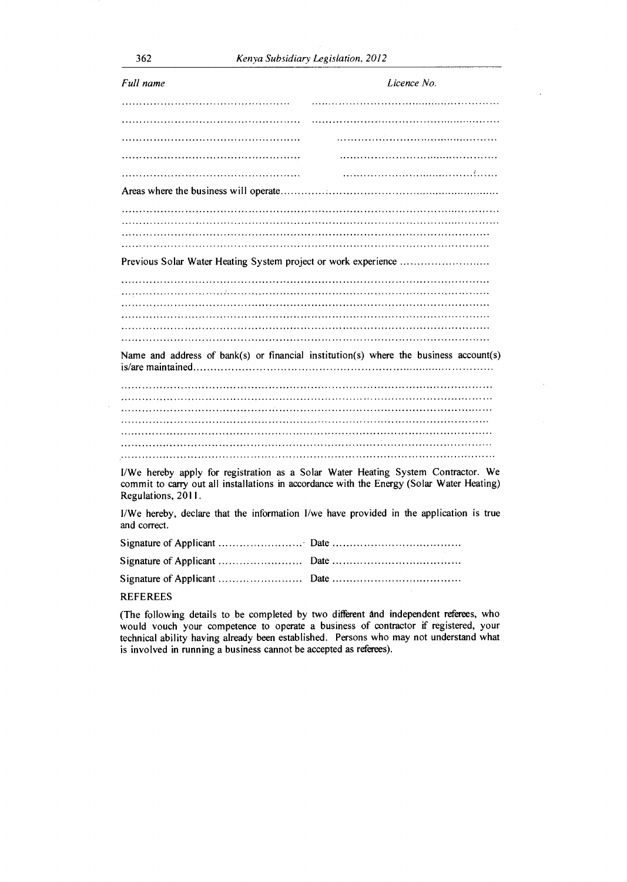| *Full name* | *Licence No.* |
|---|---|
| ................................................ | ................................................ |
| ................................................ | ................................................ |
| ................................................ | ................................................ |
| ................................................ | ................................................ |
| ................................................ | ................................................ |

Areas where the business will operate.................................................................

....................................................................................................
....................................................................................................
....................................................................................................
....................................................................................................

Previous Solar Water Heating System project or work experience ..........................

....................................................................................................
....................................................................................................
....................................................................................................
....................................................................................................
....................................................................................................
....................................................................................................

Name and address of bank(s) or financial institution(s) where the business account(s) is/are maintained..........................................................................................

....................................................................................................
....................................................................................................
....................................................................................................
....................................................................................................
....................................................................................................
....................................................................................................
....................................................................................................

I/We hereby apply for registration as a Solar Water Heating System Contractor. We commit to carry out all installations in accordance with the Energy (Solar Water Heating) Regulations, 2011.

I/We hereby, declare that the information I/we have provided in the application is true and correct.

Signature of Applicant ........................ Date ....................................

Signature of Applicant ........................ Date ....................................

Signature of Applicant ........................ Date ....................................

REFEREES

(The following details to be completed by two different and independent referees, who would vouch your competence to operate a business of contractor if registered, your technical ability having already been established. Persons who may not understand what is involved in running a business cannot be accepted as referees).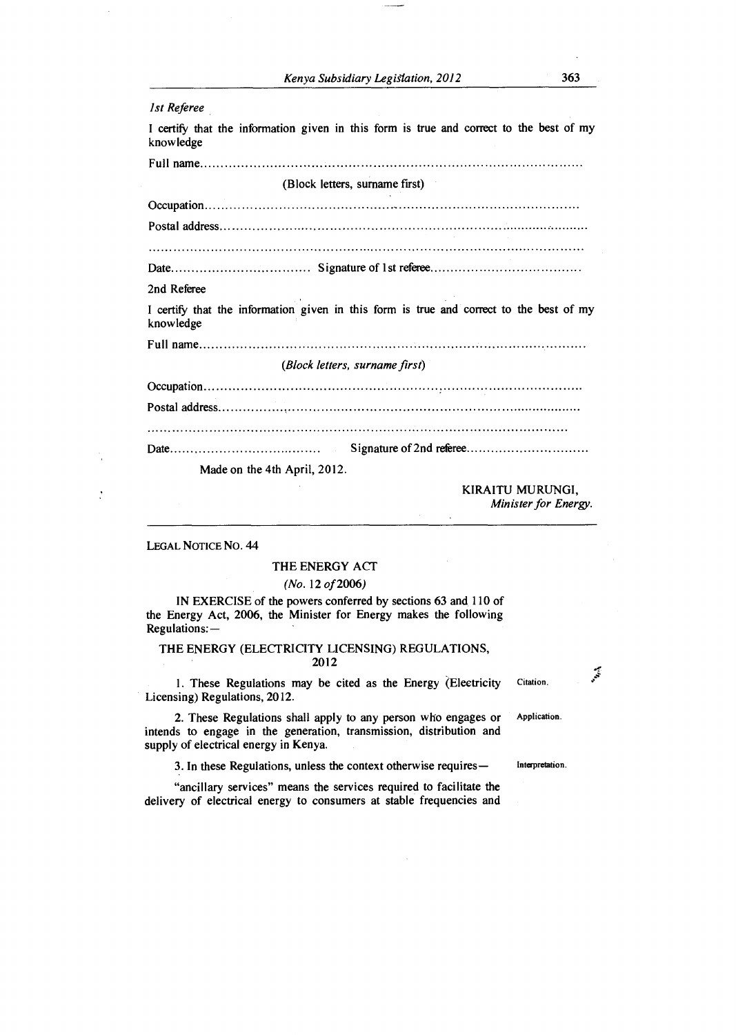*1st Referee*

I certify that the information given in this form is true and correct to the best of my knowledge

Full name.............................................................................................

(Block letters, surname first)

Occupation.............................................................................................

Postal address.............................................................................................

.............................................................................................

Date.................................. Signature of 1st referee....................................

2nd Referee

I certify that the information given in this form is true and correct to the best of my knowledge

Full name.............................................................................................

*(Block letters, surname first)*

Occupation.............................................................................................

Postal address.............................................................................................

.............................................................................................

Date.................................. Signature of 2nd referee....................................

Made on the 4th April, 2012.

KIRAITU MURUNGI,
*Minister for Energy.*

---

LEGAL NOTICE NO. 44

## THE ENERGY ACT

*(No. 12 of 2006)*

IN EXERCISE of the powers conferred by sections 63 and 110 of the Energy Act, 2006, the Minister for Energy makes the following Regulations:—

## THE ENERGY (ELECTRICITY LICENSING) REGULATIONS, 2012

Citation.

1. These Regulations may be cited as the Energy (Electricity Licensing) Regulations, 2012.

Application.

2. These Regulations shall apply to any person who engages or intends to engage in the generation, transmission, distribution and supply of electrical energy in Kenya.

Interpretation.

3. In these Regulations, unless the context otherwise requires—

"ancillary services" means the services required to facilitate the delivery of electrical energy to consumers at stable frequencies and